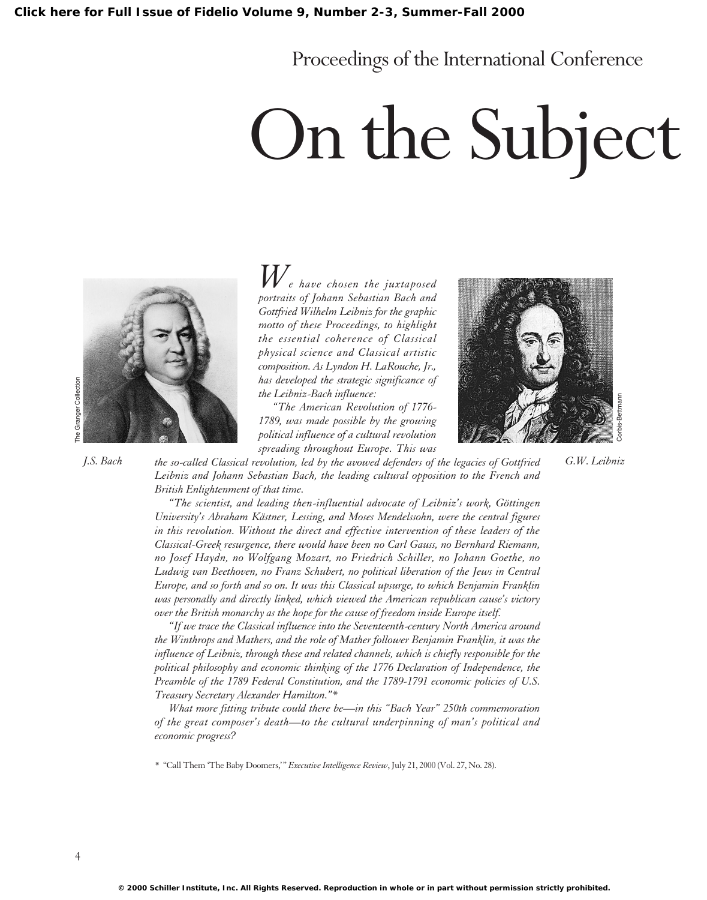Proceedings of the International Conference

# On the Subject

*We have chosen the juxtaposed portraits of Johann Sebastian Bach and Gottfried Wilhelm Leibniz for the graphic motto of these Proceedings, to highlight the essential coherence of Classical physical science and Classical artistic composition. As Lyndon H. LaRouche, Jr., has developed the strategic significance of the Leibniz-Bach influence:*

*"The American Revolution of 1776-1789, was made possible by the growing political influence of a cultural revolution spreading throughout Europe. This was the so-called Classical revolution, led by the avowed defenders of the legacies of Gottfried Leibniz and Johann Sebastian Bach, the leading cultural opposition to the French and British Enlightenment of that time.*

*"The scientist, and leading then-influential advocate of Leibniz's work, Göttingen University's Abraham Kästner, Lessing, and Moses Mendelssohn, were the central figures in this revolution. Without the direct and effective intervention of these leaders of the Classical-Greek resurgence, there would have been no Carl Gauss, no Bernhard Riemann, no Josef Haydn, no Wolfgang Mozart, no Friedrich Schiller, no Johann Goethe, no Ludwig van Beethoven, no Franz Schubert, no political liberation of the Jews in Central Europe, and so forth and so on. It was this Classical upsurge, to which Benjamin Franklin was personally and directly linked, which viewed the American republican cause's victory over the British monarchy as the hope for the cause of freedom inside Europe itself.*

*"If we trace the Classical influence into the Seventeenth-century North America around the Winthrops and Mathers, and the role of Mather follower Benjamin Franklin, it was the influence of Leibniz, through these and related channels, which is chiefly responsible for the political philosophy and economic thinking of the 1776 Declaration of Independence, the Preamble of the 1789 Federal Constitution, and the 1789-1791 economic policies of U.S. Treasury Secretary Alexander Hamilton."\**

*What more fitting tribute could there be—in this "Bach Year" 250th commemoration of the great composer's death—to the cultural underpinning of man's political and economic progress?*

J.S. Bach (The Granger Collection)

G.W. Leibniz (Corbis-Bettmann)

\* "Call Them 'The Baby Doomers,'" *Executive Intelligence Review*, July 21, 2000 (Vol. 27, No. 28).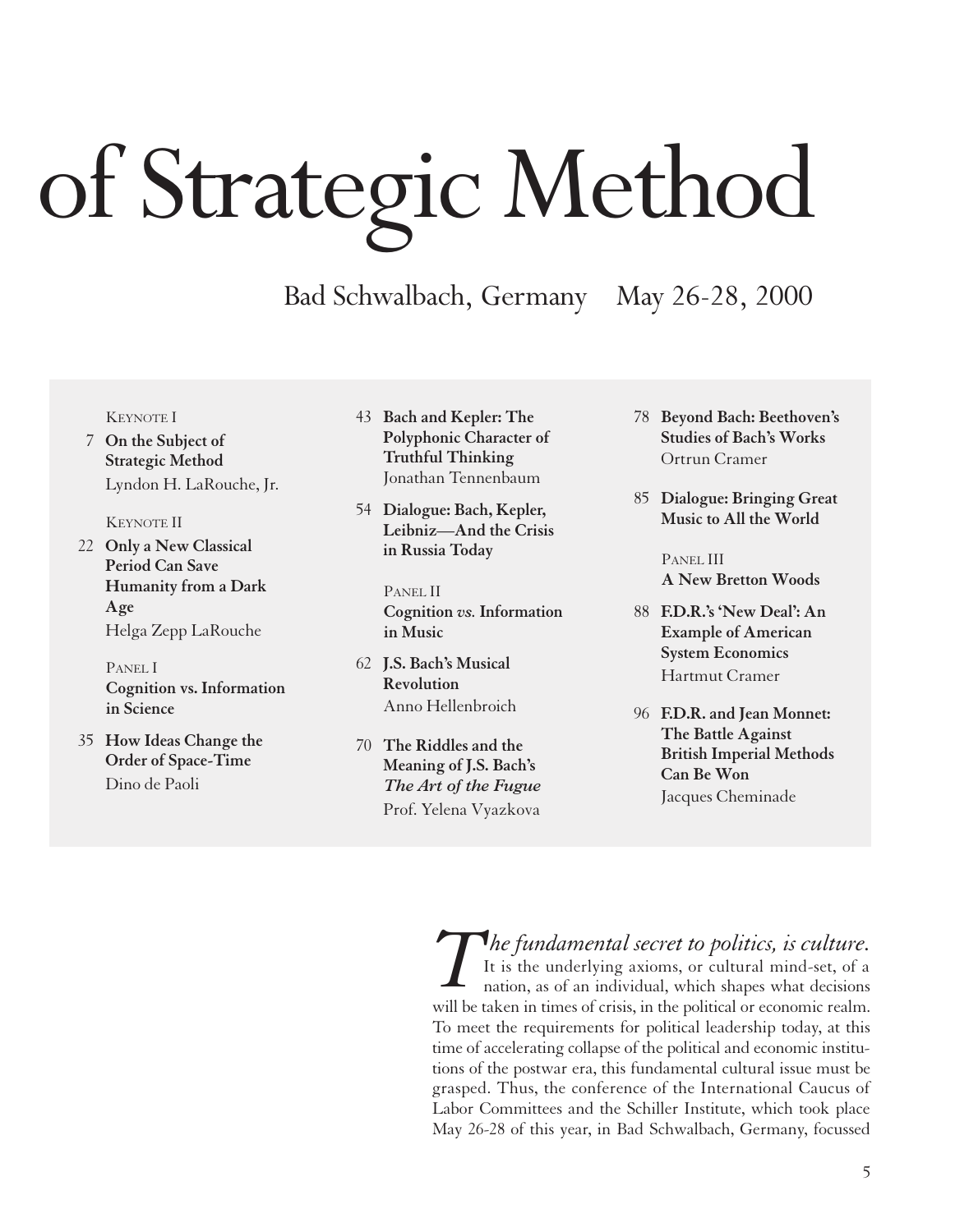# of Strategic Method

Bad Schwalbach, Germany May 26-28, 2000

KEYNOTE I

7 **On the Subject of Strategic Method**
Lyndon H. LaRouche, Jr.

KEYNOTE II

22 **Only a New Classical Period Can Save Humanity from a Dark Age**
Helga Zepp LaRouche

PANEL I
**Cognition vs. Information in Science**

35 **How Ideas Change the Order of Space-Time**
Dino de Paoli

43 **Bach and Kepler: The Polyphonic Character of Truthful Thinking**
Jonathan Tennenbaum

54 **Dialogue: Bach, Kepler, Leibniz—And the Crisis in Russia Today**

PANEL II
**Cognition *vs.* Information in Music**

62 **J.S. Bach's Musical Revolution**
Anno Hellenbroich

70 **The Riddles and the Meaning of J.S. Bach's *The Art of the Fugue***
Prof. Yelena Vyazkova

78 **Beyond Bach: Beethoven's Studies of Bach's Works**
Ortrun Cramer

85 **Dialogue: Bringing Great Music to All the World**

PANEL III
**A New Bretton Woods**

88 **F.D.R.'s 'New Deal': An Example of American System Economics**
Hartmut Cramer

96 **F.D.R. and Jean Monnet: The Battle Against British Imperial Methods Can Be Won**
Jacques Cheminade

*The fundamental secret to politics, is culture.* It is the underlying axioms, or cultural mind-set, of a nation, as of an individual, which shapes what decisions will be taken in times of crisis, in the political or economic realm. To meet the requirements for political leadership today, at this time of accelerating collapse of the political and economic institutions of the postwar era, this fundamental cultural issue must be grasped. Thus, the conference of the International Caucus of Labor Committees and the Schiller Institute, which took place May 26-28 of this year, in Bad Schwalbach, Germany, focussed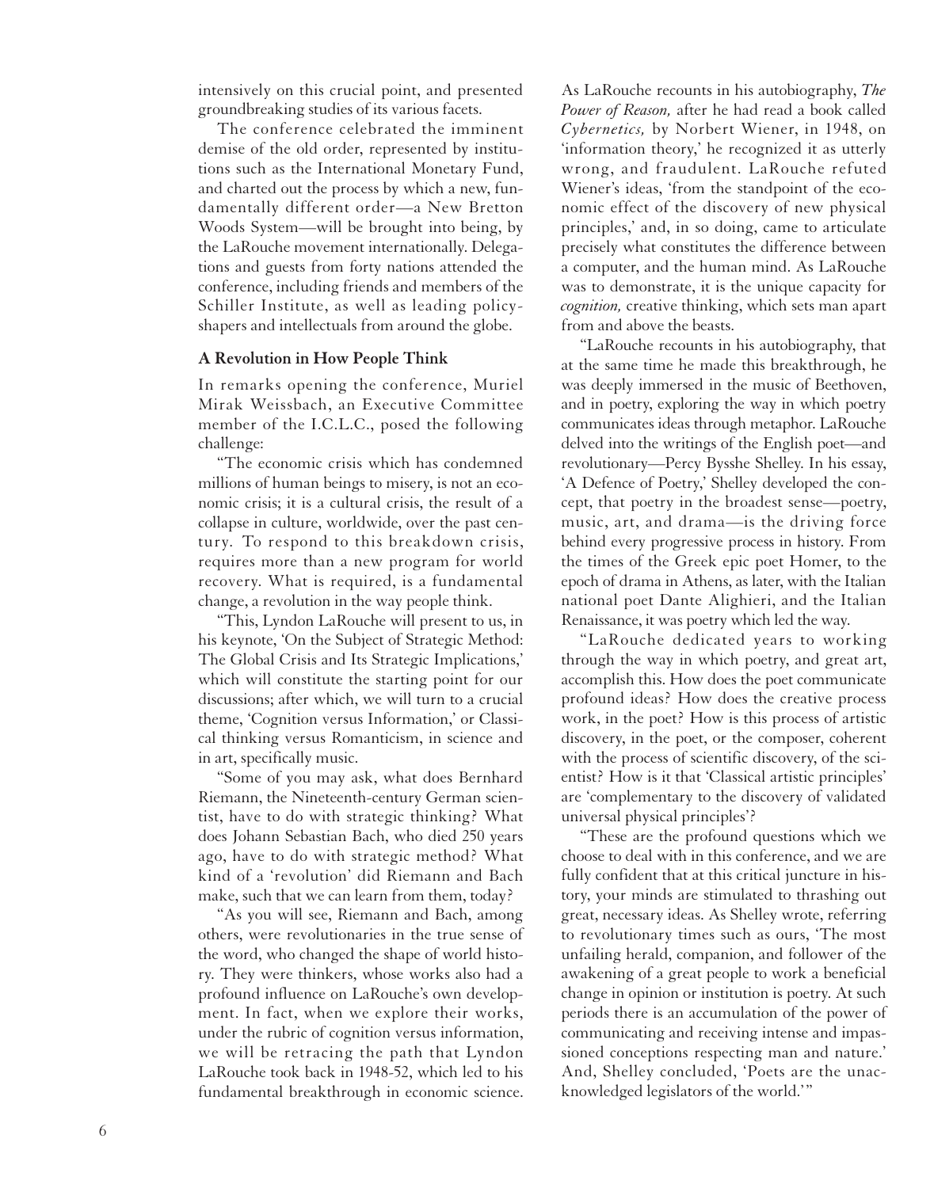intensively on this crucial point, and presented groundbreaking studies of its various facets.

The conference celebrated the imminent demise of the old order, represented by institutions such as the International Monetary Fund, and charted out the process by which a new, fundamentally different order—a New Bretton Woods System—will be brought into being, by the LaRouche movement internationally. Delegations and guests from forty nations attended the conference, including friends and members of the Schiller Institute, as well as leading policy-shapers and intellectuals from around the globe.

### A Revolution in How People Think

In remarks opening the conference, Muriel Mirak Weissbach, an Executive Committee member of the I.C.L.C., posed the following challenge:

"The economic crisis which has condemned millions of human beings to misery, is not an economic crisis; it is a cultural crisis, the result of a collapse in culture, worldwide, over the past century. To respond to this breakdown crisis, requires more than a new program for world recovery. What is required, is a fundamental change, a revolution in the way people think.

"This, Lyndon LaRouche will present to us, in his keynote, 'On the Subject of Strategic Method: The Global Crisis and Its Strategic Implications,' which will constitute the starting point for our discussions; after which, we will turn to a crucial theme, 'Cognition versus Information,' or Classical thinking versus Romanticism, in science and in art, specifically music.

"Some of you may ask, what does Bernhard Riemann, the Nineteenth-century German scientist, have to do with strategic thinking? What does Johann Sebastian Bach, who died 250 years ago, have to do with strategic method? What kind of a 'revolution' did Riemann and Bach make, such that we can learn from them, today?

"As you will see, Riemann and Bach, among others, were revolutionaries in the true sense of the word, who changed the shape of world history. They were thinkers, whose works also had a profound influence on LaRouche's own development. In fact, when we explore their works, under the rubric of cognition versus information, we will be retracing the path that Lyndon LaRouche took back in 1948-52, which led to his fundamental breakthrough in economic science. As LaRouche recounts in his autobiography, *The Power of Reason,* after he had read a book called *Cybernetics,* by Norbert Wiener, in 1948, on 'information theory,' he recognized it as utterly wrong, and fraudulent. LaRouche refuted Wiener's ideas, 'from the standpoint of the economic effect of the discovery of new physical principles,' and, in so doing, came to articulate precisely what constitutes the difference between a computer, and the human mind. As LaRouche was to demonstrate, it is the unique capacity for *cognition,* creative thinking, which sets man apart from and above the beasts.

"LaRouche recounts in his autobiography, that at the same time he made this breakthrough, he was deeply immersed in the music of Beethoven, and in poetry, exploring the way in which poetry communicates ideas through metaphor. LaRouche delved into the writings of the English poet—and revolutionary—Percy Bysshe Shelley. In his essay, 'A Defence of Poetry,' Shelley developed the concept, that poetry in the broadest sense—poetry, music, art, and drama—is the driving force behind every progressive process in history. From the times of the Greek epic poet Homer, to the epoch of drama in Athens, as later, with the Italian national poet Dante Alighieri, and the Italian Renaissance, it was poetry which led the way.

"LaRouche dedicated years to working through the way in which poetry, and great art, accomplish this. How does the poet communicate profound ideas? How does the creative process work, in the poet? How is this process of artistic discovery, in the poet, or the composer, coherent with the process of scientific discovery, of the scientist? How is it that 'Classical artistic principles' are 'complementary to the discovery of validated universal physical principles'?

"These are the profound questions which we choose to deal with in this conference, and we are fully confident that at this critical juncture in history, your minds are stimulated to thrashing out great, necessary ideas. As Shelley wrote, referring to revolutionary times such as ours, 'The most unfailing herald, companion, and follower of the awakening of a great people to work a beneficial change in opinion or institution is poetry. At such periods there is an accumulation of the power of communicating and receiving intense and impassioned conceptions respecting man and nature.' And, Shelley concluded, 'Poets are the unacknowledged legislators of the world.'"